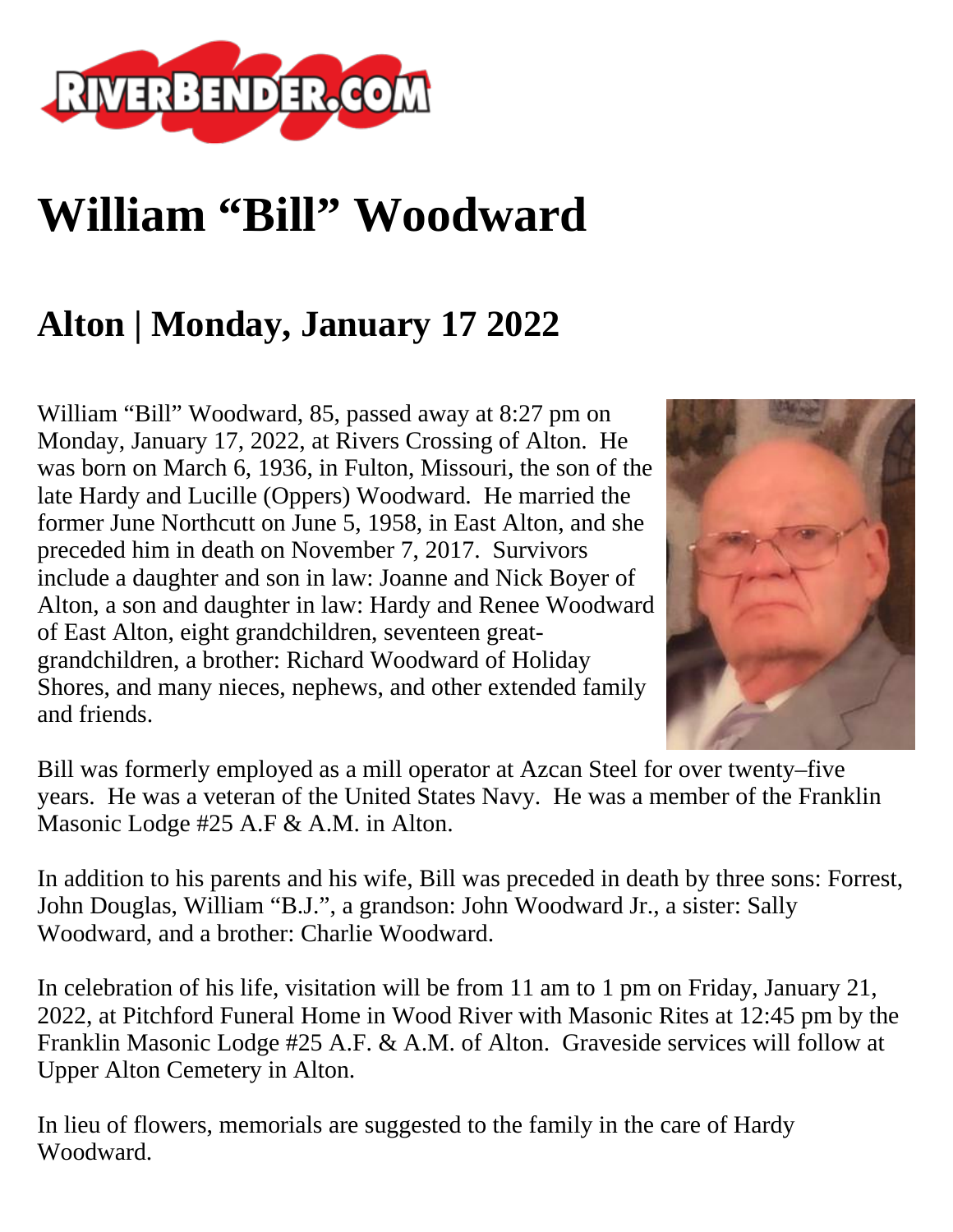# William “Bill” Woodward

## Alton | Monday, January 17 2022

William “Bill” Woodward, 85, passed away at 8:27 pm on Monday, January 17, 2022, at Rivers Crossing of Alton. He was born on March 6, 1936, in Fulton, Missouri, the son of the late Hardy and Lucille (Oppers) Woodward. He married the former June Northcutt on June 5, 1958, in East Alton, and she preceded him in death on November 7, 2017. Survivors include a daughter and son in law: Joanne and Nick Boyer of Alton, a son and daughter in law: Hardy and Renee Woodward of East Alton, eight grandchildren, seventeen great-grandchildren, a brother: Richard Woodward of Holiday Shores, and many nieces, nephews, and other extended family and friends.

Bill was formerly employed as a mill operator at Azcan Steel for over twenty–five years. He was a veteran of the United States Navy. He was a member of the Franklin Masonic Lodge #25 A.F & A.M. in Alton.

In addition to his parents and his wife, Bill was preceded in death by three sons: Forrest, John Douglas, William “B.J.”, a grandson: John Woodward Jr., a sister: Sally Woodward, and a brother: Charlie Woodward.

In celebration of his life, visitation will be from 11 am to 1 pm on Friday, January 21, 2022, at Pitchford Funeral Home in Wood River with Masonic Rites at 12:45 pm by the Franklin Masonic Lodge #25 A.F. & A.M. of Alton. Graveside services will follow at Upper Alton Cemetery in Alton.

In lieu of flowers, memorials are suggested to the family in the care of Hardy Woodward.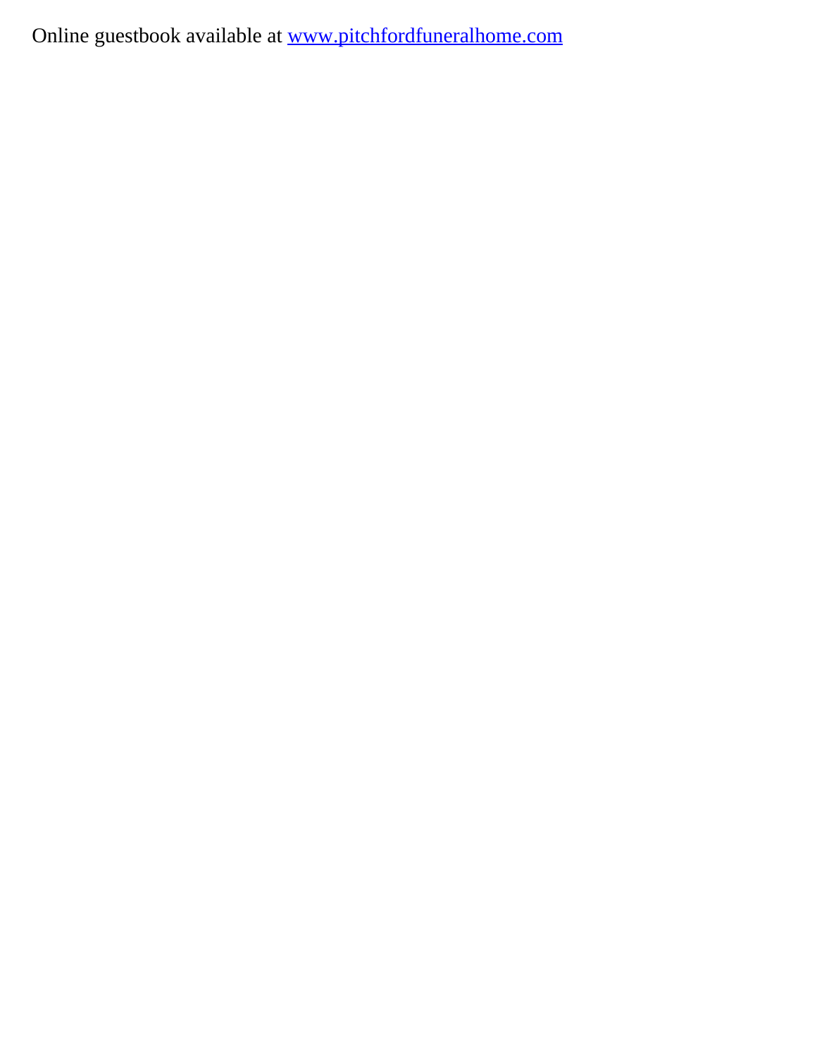Online guestbook available at [www.pitchfordfuneralhome.com](http://www.pitchfordfuneralhome.com)